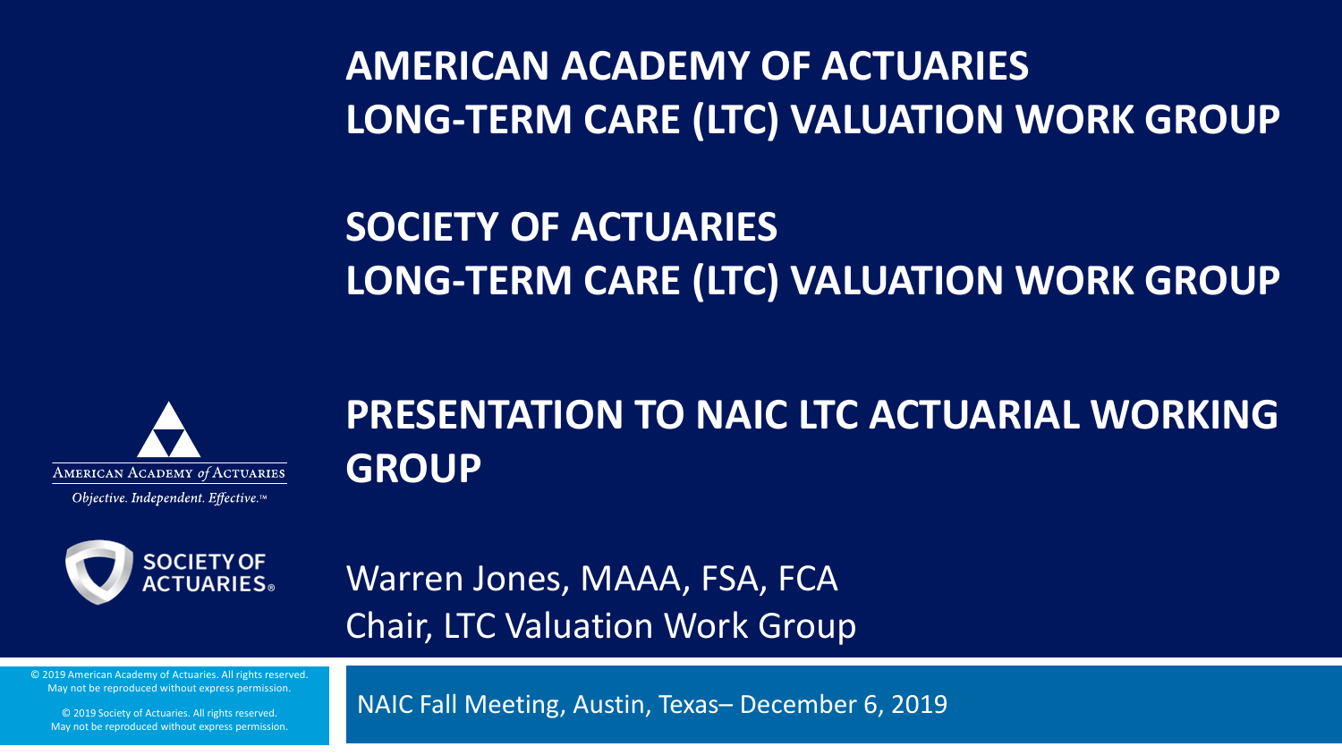# AMERICAN ACADEMY OF ACTUARIES LONG-TERM CARE (LTC) VALUATION WORK GROUP

# SOCIETY OF ACTUARIES LONG-TERM CARE (LTC) VALUATION WORK GROUP

## PRESENTATION TO NAIC LTC ACTUARIAL WORKING GROUP

AMERICAN ACADEMY *of* ACTUARIES

*Objective. Independent. Effective.™*

SOCIETY OF ACTUARIES®

Warren Jones, MAAA, FSA, FCA
Chair, LTC Valuation Work Group

NAIC Fall Meeting, Austin, Texas– December 6, 2019

© 2019 American Academy of Actuaries. All rights reserved.
May not be reproduced without express permission.

© 2019 Society of Actuaries. All rights reserved.
May not be reproduced without express permission.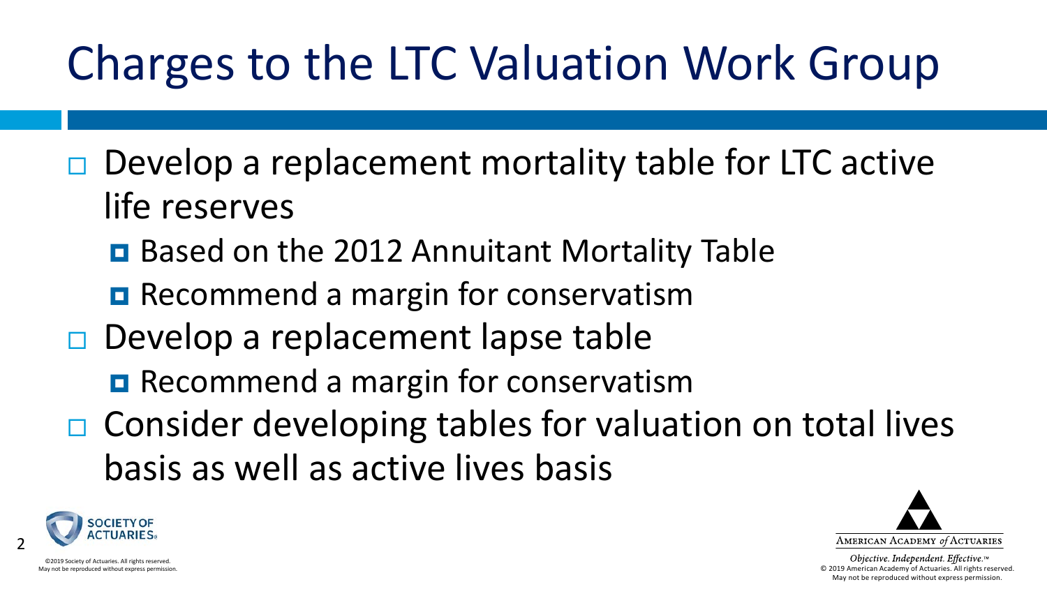# Charges to the LTC Valuation Work Group

- Develop a replacement mortality table for LTC active life reserves
  - Based on the 2012 Annuitant Mortality Table
  - Recommend a margin for conservatism
- Develop a replacement lapse table
  - Recommend a margin for conservatism
- Consider developing tables for valuation on total lives basis as well as active lives basis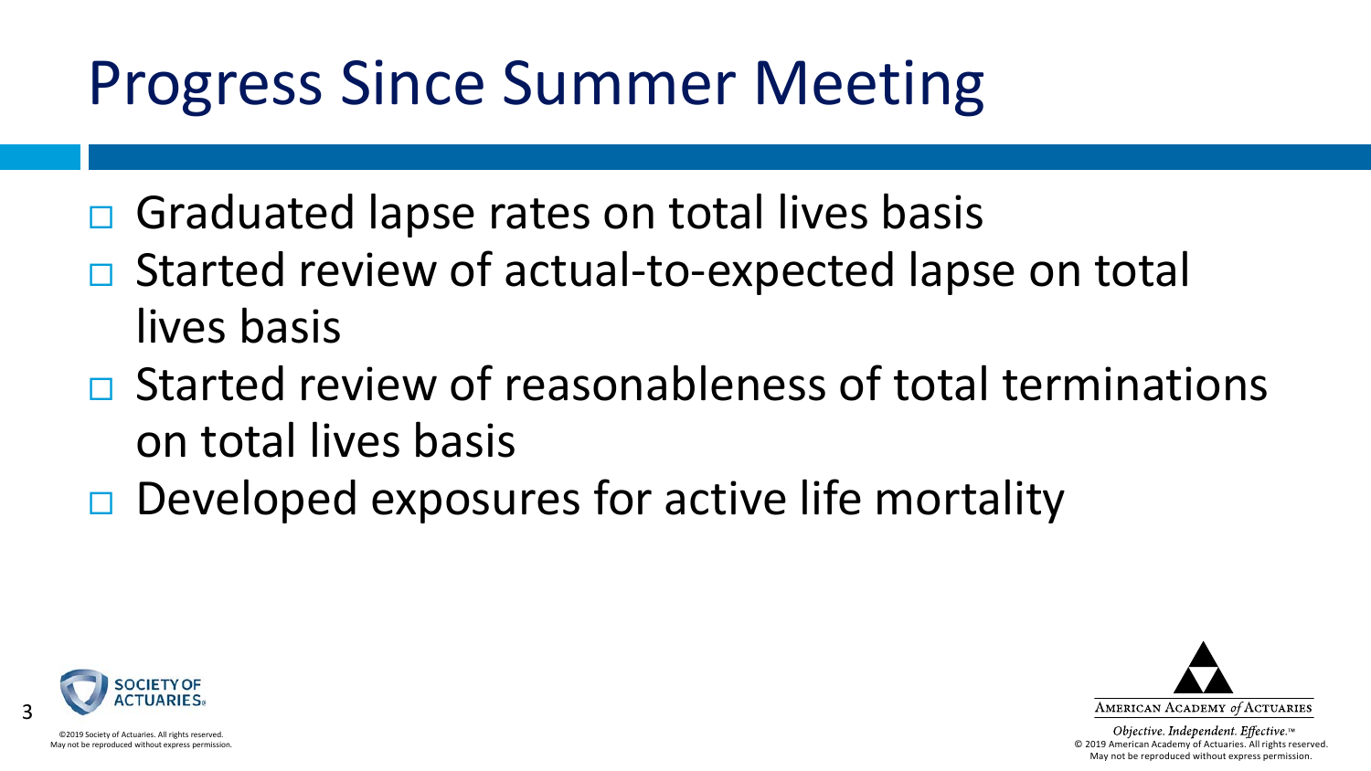# Progress Since Summer Meeting

- Graduated lapse rates on total lives basis
- Started review of actual-to-expected lapse on total lives basis
- Started review of reasonableness of total terminations on total lives basis
- Developed exposures for active life mortality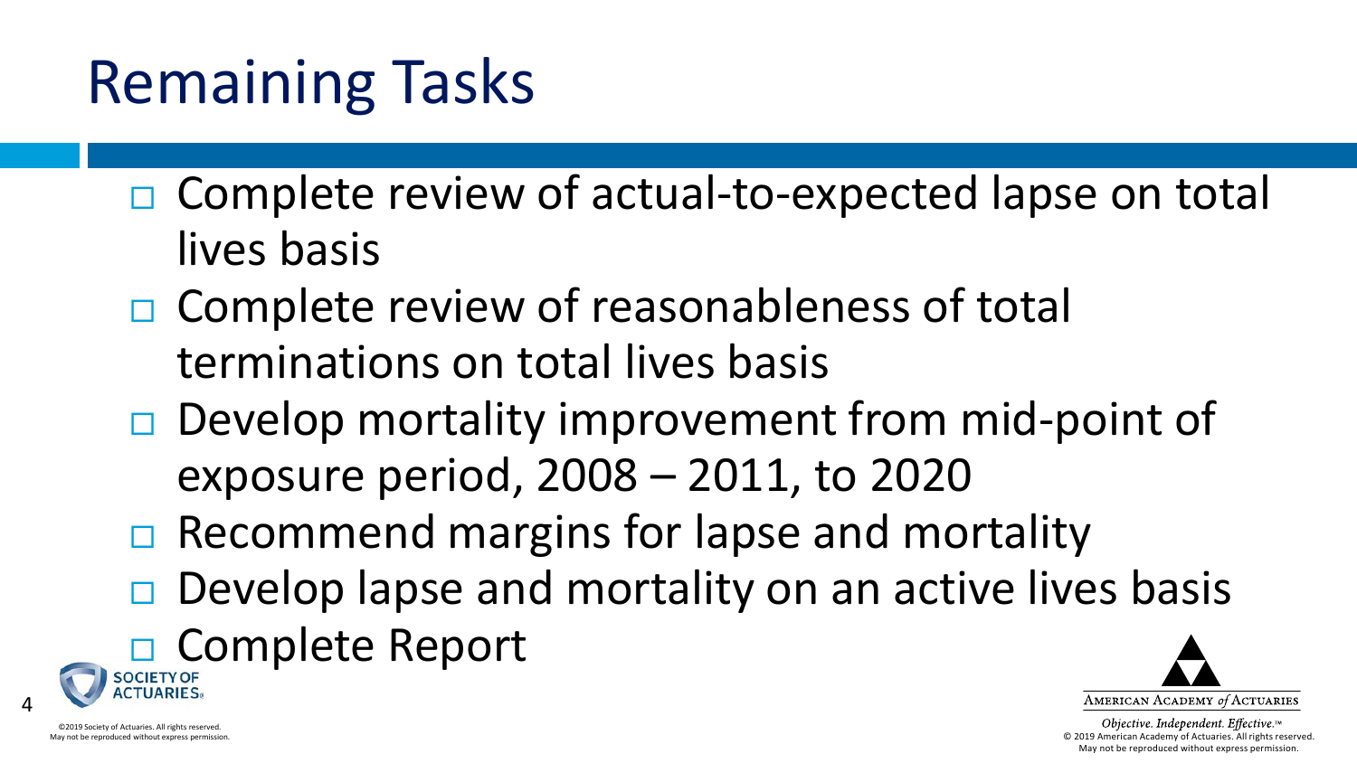# Remaining Tasks

- Complete review of actual-to-expected lapse on total lives basis
- Complete review of reasonableness of total terminations on total lives basis
- Develop mortality improvement from mid-point of exposure period, 2008 – 2011, to 2020
- Recommend margins for lapse and mortality
- Develop lapse and mortality on an active lives basis
- Complete Report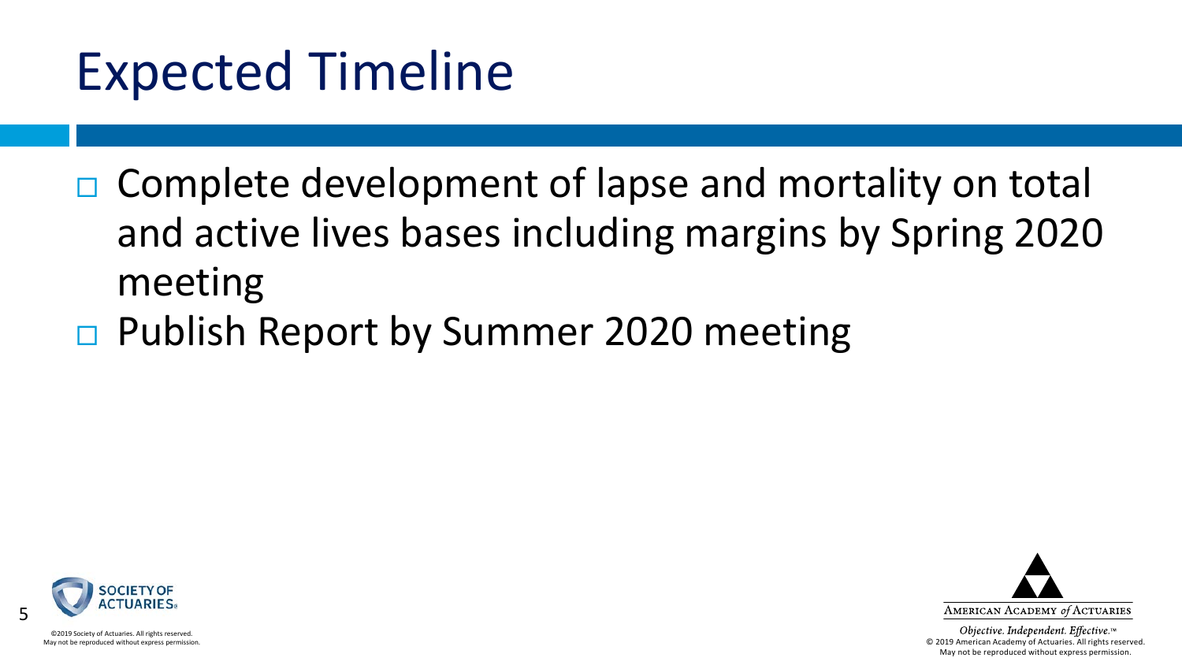# Expected Timeline

- Complete development of lapse and mortality on total and active lives bases including margins by Spring 2020 meeting
- Publish Report by Summer 2020 meeting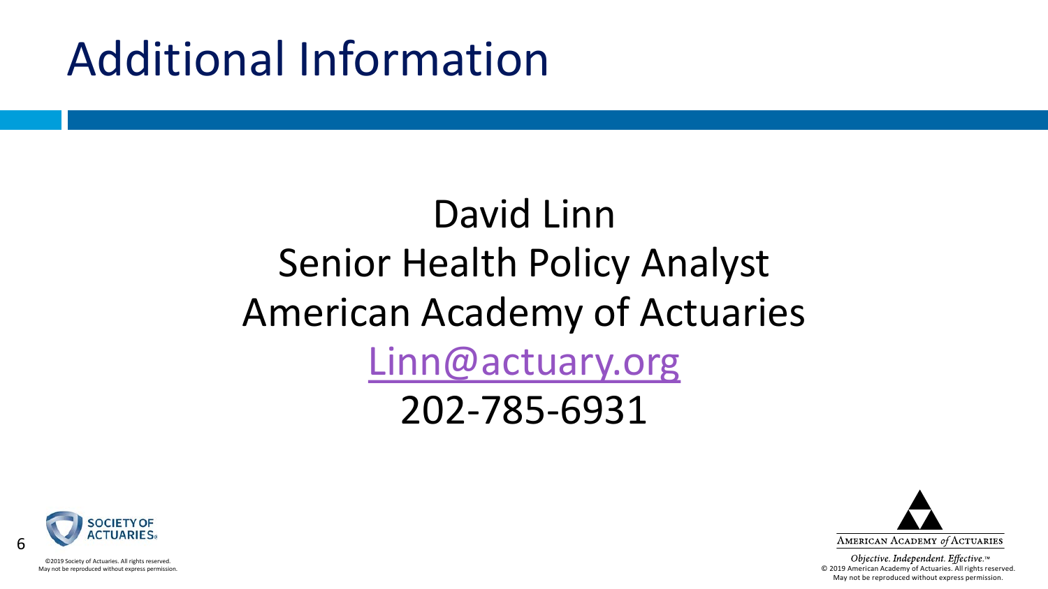# Additional Information

David Linn
Senior Health Policy Analyst
American Academy of Actuaries
Linn@actuary.org
202-785-6931

©2019 Society of Actuaries. All rights reserved. May not be reproduced without express permission.

*Objective. Independent. Effective.*™
© 2019 American Academy of Actuaries. All rights reserved. May not be reproduced without express permission.